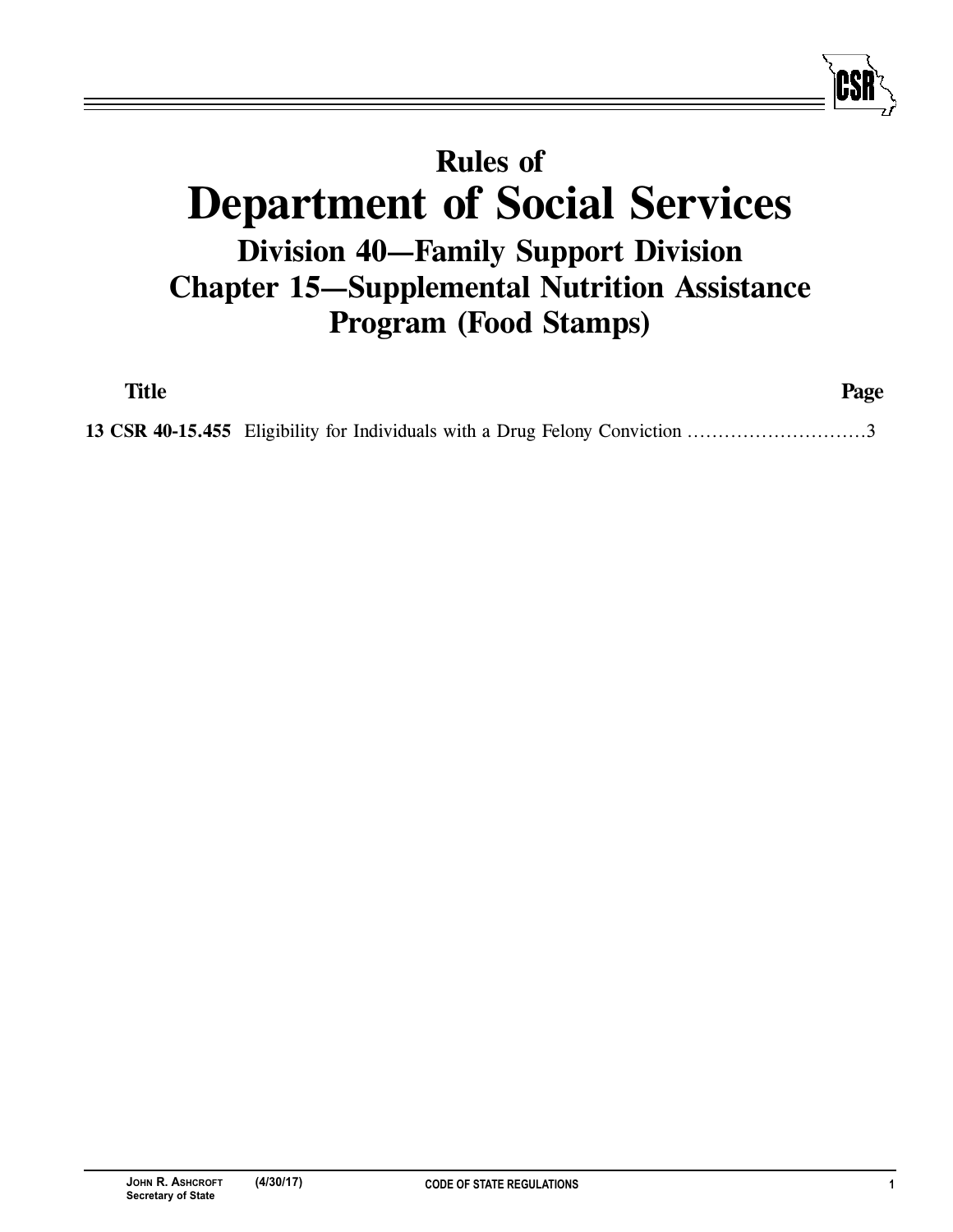# Rules of
# Department of Social Services
## Division 40—Family Support Division
## Chapter 15—Supplemental Nutrition Assistance Program (Food Stamps)

| Title | | Page |
|---|---|---|
| **13 CSR 40-15.455** | Eligibility for Individuals with a Drug Felony Conviction | 3 |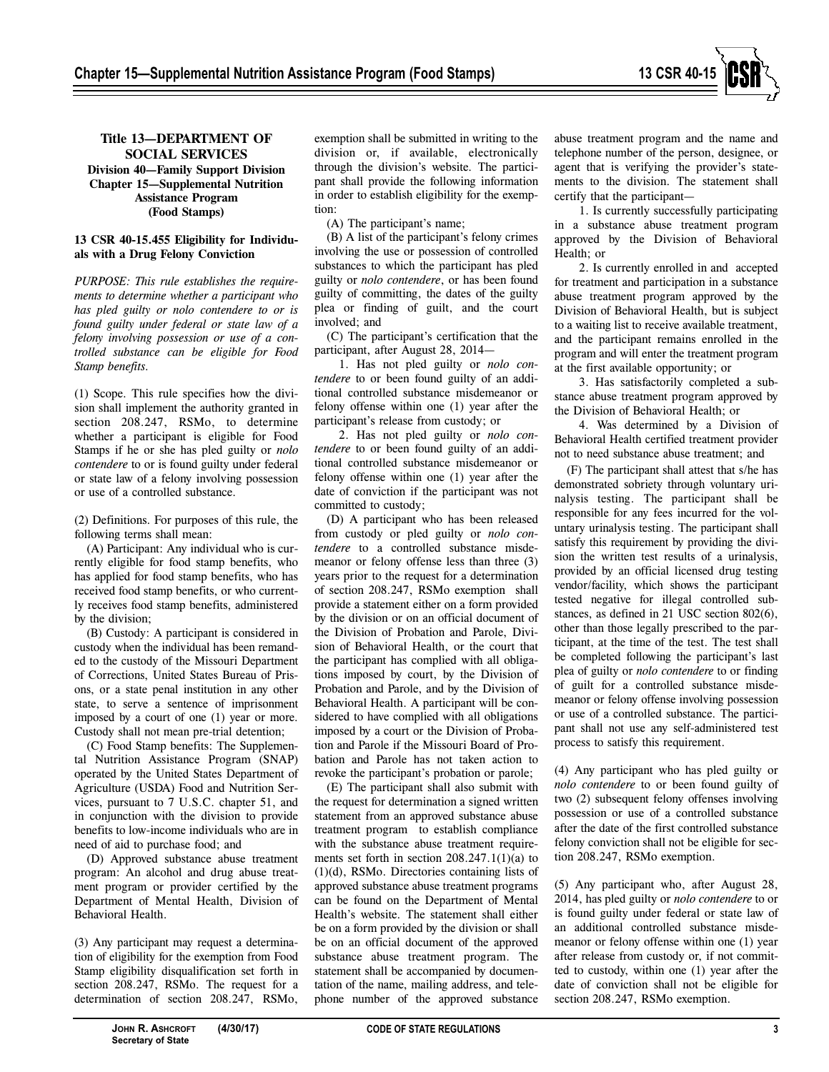**Title 13—DEPARTMENT OF SOCIAL SERVICES**
**Division 40—Family Support Division**
**Chapter 15—Supplemental Nutrition Assistance Program (Food Stamps)**

### 13 CSR 40-15.455 Eligibility for Individuals with a Drug Felony Conviction

*PURPOSE: This rule establishes the requirements to determine whether a participant who has pled guilty or nolo contendere to or is found guilty under federal or state law of a felony involving possession or use of a controlled substance can be eligible for Food Stamp benefits.*

(1) Scope. This rule specifies how the division shall implement the authority granted in section 208.247, RSMo, to determine whether a participant is eligible for Food Stamps if he or she has pled guilty or *nolo contendere* to or is found guilty under federal or state law of a felony involving possession or use of a controlled substance.

(2) Definitions. For purposes of this rule, the following terms shall mean:

(A) Participant: Any individual who is currently eligible for food stamp benefits, who has applied for food stamp benefits, who has received food stamp benefits, or who currently receives food stamp benefits, administered by the division;

(B) Custody: A participant is considered in custody when the individual has been remanded to the custody of the Missouri Department of Corrections, United States Bureau of Prisons, or a state penal institution in any other state, to serve a sentence of imprisonment imposed by a court of one (1) year or more. Custody shall not mean pre-trial detention;

(C) Food Stamp benefits: The Supplemental Nutrition Assistance Program (SNAP) operated by the United States Department of Agriculture (USDA) Food and Nutrition Services, pursuant to 7 U.S.C. chapter 51, and in conjunction with the division to provide benefits to low-income individuals who are in need of aid to purchase food; and

(D) Approved substance abuse treatment program: An alcohol and drug abuse treatment program or provider certified by the Department of Mental Health, Division of Behavioral Health.

(3) Any participant may request a determination of eligibility for the exemption from Food Stamp eligibility disqualification set forth in section 208.247, RSMo. The request for a determination of section 208.247, RSMo, exemption shall be submitted in writing to the division or, if available, electronically through the division's website. The participant shall provide the following information in order to establish eligibility for the exemption:

(A) The participant's name;

(B) A list of the participant's felony crimes involving the use or possession of controlled substances to which the participant has pled guilty or *nolo contendere*, or has been found guilty of committing, the dates of the guilty plea or finding of guilt, and the court involved; and

(C) The participant's certification that the participant, after August 28, 2014—

1. Has not pled guilty or *nolo contendere* to or been found guilty of an additional controlled substance misdemeanor or felony offense within one (1) year after the participant's release from custody; or

2. Has not pled guilty or *nolo contendere* to or been found guilty of an additional controlled substance misdemeanor or felony offense within one (1) year after the date of conviction if the participant was not committed to custody;

(D) A participant who has been released from custody or pled guilty or *nolo contendere* to a controlled substance misdemeanor or felony offense less than three (3) years prior to the request for a determination of section 208.247, RSMo exemption shall provide a statement either on a form provided by the division or on an official document of the Division of Probation and Parole, Division of Behavioral Health, or the court that the participant has complied with all obligations imposed by court, by the Division of Probation and Parole, and by the Division of Behavioral Health. A participant will be considered to have complied with all obligations imposed by a court or the Division of Probation and Parole if the Missouri Board of Probation and Parole has not taken action to revoke the participant's probation or parole;

(E) The participant shall also submit with the request for determination a signed written statement from an approved substance abuse treatment program to establish compliance with the substance abuse treatment requirements set forth in section 208.247.1(1)(a) to (1)(d), RSMo. Directories containing lists of approved substance abuse treatment programs can be found on the Department of Mental Health's website. The statement shall either be on a form provided by the division or shall be on an official document of the approved substance abuse treatment program. The statement shall be accompanied by documentation of the name, mailing address, and telephone number of the approved substance abuse treatment program and the name and telephone number of the person, designee, or agent that is verifying the provider's statements to the division. The statement shall certify that the participant—

1. Is currently successfully participating in a substance abuse treatment program approved by the Division of Behavioral Health; or

2. Is currently enrolled in and accepted for treatment and participation in a substance abuse treatment program approved by the Division of Behavioral Health, but is subject to a waiting list to receive available treatment, and the participant remains enrolled in the program and will enter the treatment program at the first available opportunity; or

3. Has satisfactorily completed a substance abuse treatment program approved by the Division of Behavioral Health; or

4. Was determined by a Division of Behavioral Health certified treatment provider not to need substance abuse treatment; and

(F) The participant shall attest that s/he has demonstrated sobriety through voluntary urinalysis testing. The participant shall be responsible for any fees incurred for the voluntary urinalysis testing. The participant shall satisfy this requirement by providing the division the written test results of a urinalysis, provided by an official licensed drug testing vendor/facility, which shows the participant tested negative for illegal controlled substances, as defined in 21 USC section 802(6), other than those legally prescribed to the participant, at the time of the test. The test shall be completed following the participant's last plea of guilty or *nolo contendere* to or finding of guilt for a controlled substance misdemeanor or felony offense involving possession or use of a controlled substance. The participant shall not use any self-administered test process to satisfy this requirement.

(4) Any participant who has pled guilty or *nolo contendere* to or been found guilty of two (2) subsequent felony offenses involving possession or use of a controlled substance after the date of the first controlled substance felony conviction shall not be eligible for section 208.247, RSMo exemption.

(5) Any participant who, after August 28, 2014, has pled guilty or *nolo contendere* to or is found guilty under federal or state law of an additional controlled substance misdemeanor or felony offense within one (1) year after release from custody or, if not committed to custody, within one (1) year after the date of conviction shall not be eligible for section 208.247, RSMo exemption.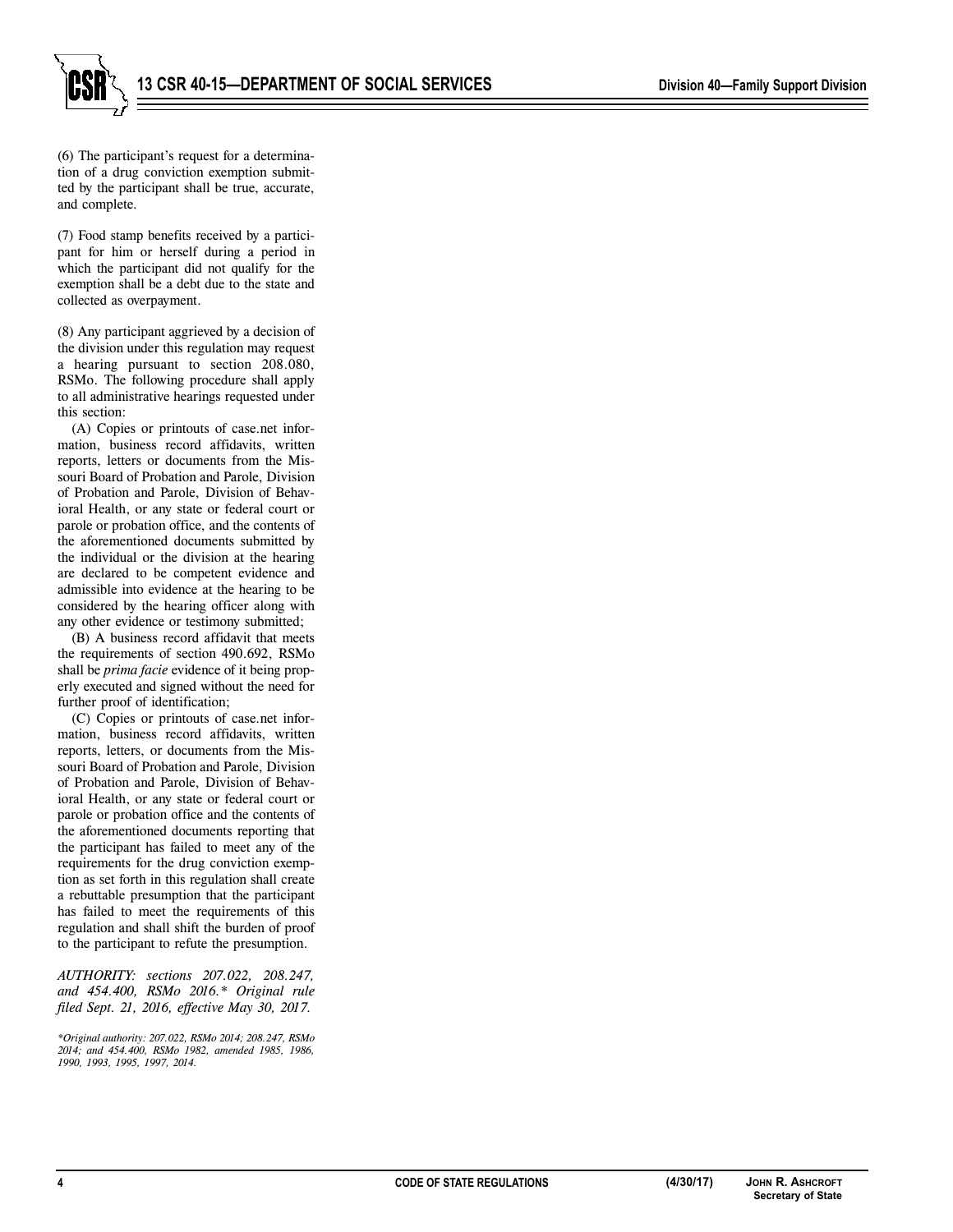(6) The participant's request for a determination of a drug conviction exemption submitted by the participant shall be true, accurate, and complete.

(7) Food stamp benefits received by a participant for him or herself during a period in which the participant did not qualify for the exemption shall be a debt due to the state and collected as overpayment.

(8) Any participant aggrieved by a decision of the division under this regulation may request a hearing pursuant to section 208.080, RSMo. The following procedure shall apply to all administrative hearings requested under this section:

(A) Copies or printouts of case.net information, business record affidavits, written reports, letters or documents from the Missouri Board of Probation and Parole, Division of Probation and Parole, Division of Behavioral Health, or any state or federal court or parole or probation office, and the contents of the aforementioned documents submitted by the individual or the division at the hearing are declared to be competent evidence and admissible into evidence at the hearing to be considered by the hearing officer along with any other evidence or testimony submitted;

(B) A business record affidavit that meets the requirements of section 490.692, RSMo shall be *prima facie* evidence of it being properly executed and signed without the need for further proof of identification;

(C) Copies or printouts of case.net information, business record affidavits, written reports, letters, or documents from the Missouri Board of Probation and Parole, Division of Probation and Parole, Division of Behavioral Health, or any state or federal court or parole or probation office and the contents of the aforementioned documents reporting that the participant has failed to meet any of the requirements for the drug conviction exemption as set forth in this regulation shall create a rebuttable presumption that the participant has failed to meet the requirements of this regulation and shall shift the burden of proof to the participant to refute the presumption.

*AUTHORITY: sections 207.022, 208.247, and 454.400, RSMo 2016.\* Original rule filed Sept. 21, 2016, effective May 30, 2017.*

*\*Original authority: 207.022, RSMo 2014; 208.247, RSMo 2014; and 454.400, RSMo 1982, amended 1985, 1986, 1990, 1993, 1995, 1997, 2014.*